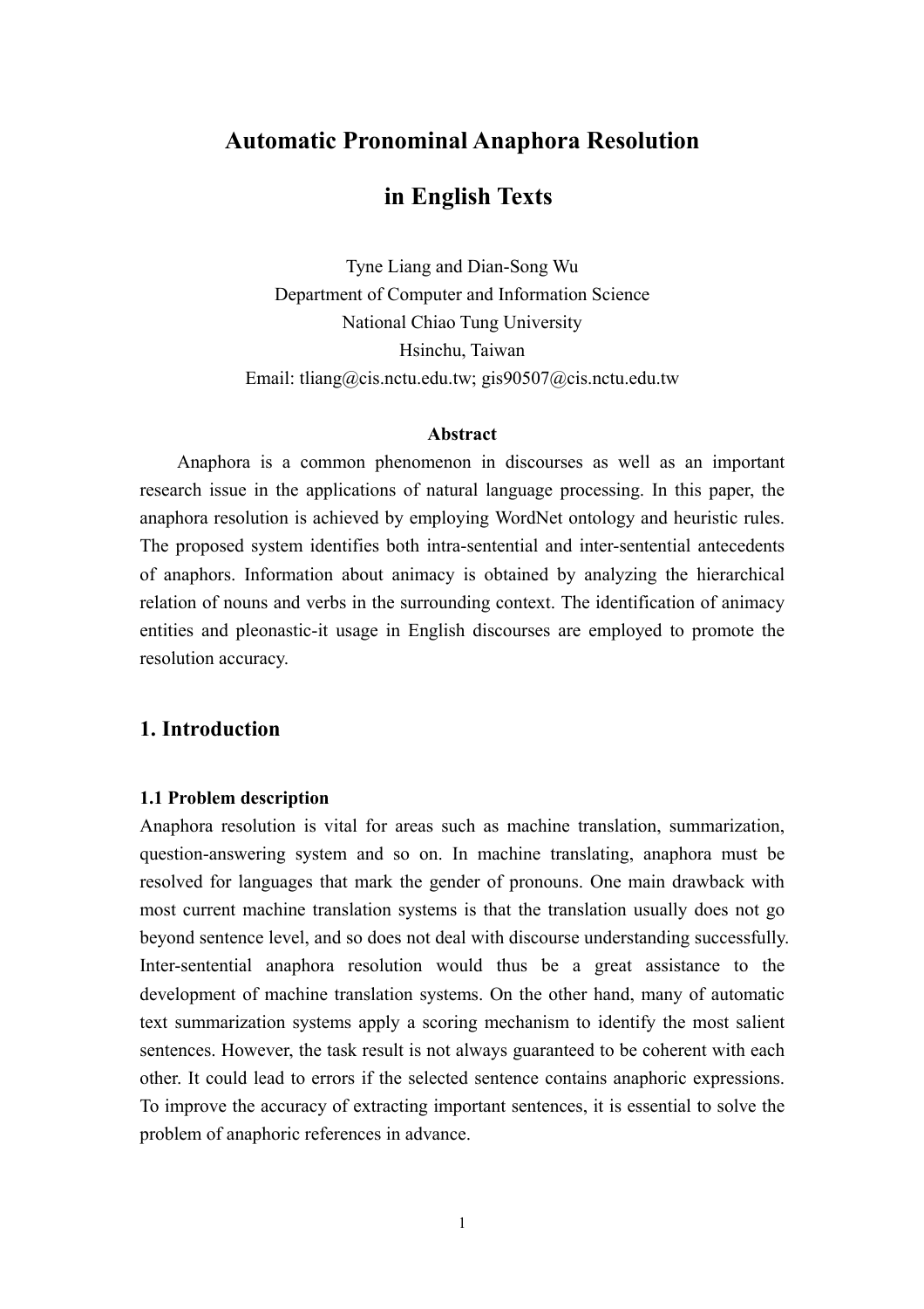# Automatic Pronominal Anaphora Resolution in English Texts

Tyne Liang and Dian-Song Wu
Department of Computer and Information Science
National Chiao Tung University
Hsinchu, Taiwan
Email: tliang@cis.nctu.edu.tw; gis90507@cis.nctu.edu.tw

**Abstract**

Anaphora is a common phenomenon in discourses as well as an important research issue in the applications of natural language processing. In this paper, the anaphora resolution is achieved by employing WordNet ontology and heuristic rules. The proposed system identifies both intra-sentential and inter-sentential antecedents of anaphors. Information about animacy is obtained by analyzing the hierarchical relation of nouns and verbs in the surrounding context. The identification of animacy entities and pleonastic-it usage in English discourses are employed to promote the resolution accuracy.

## 1. Introduction

### 1.1 Problem description

Anaphora resolution is vital for areas such as machine translation, summarization, question-answering system and so on. In machine translating, anaphora must be resolved for languages that mark the gender of pronouns. One main drawback with most current machine translation systems is that the translation usually does not go beyond sentence level, and so does not deal with discourse understanding successfully. Inter-sentential anaphora resolution would thus be a great assistance to the development of machine translation systems. On the other hand, many of automatic text summarization systems apply a scoring mechanism to identify the most salient sentences. However, the task result is not always guaranteed to be coherent with each other. It could lead to errors if the selected sentence contains anaphoric expressions. To improve the accuracy of extracting important sentences, it is essential to solve the problem of anaphoric references in advance.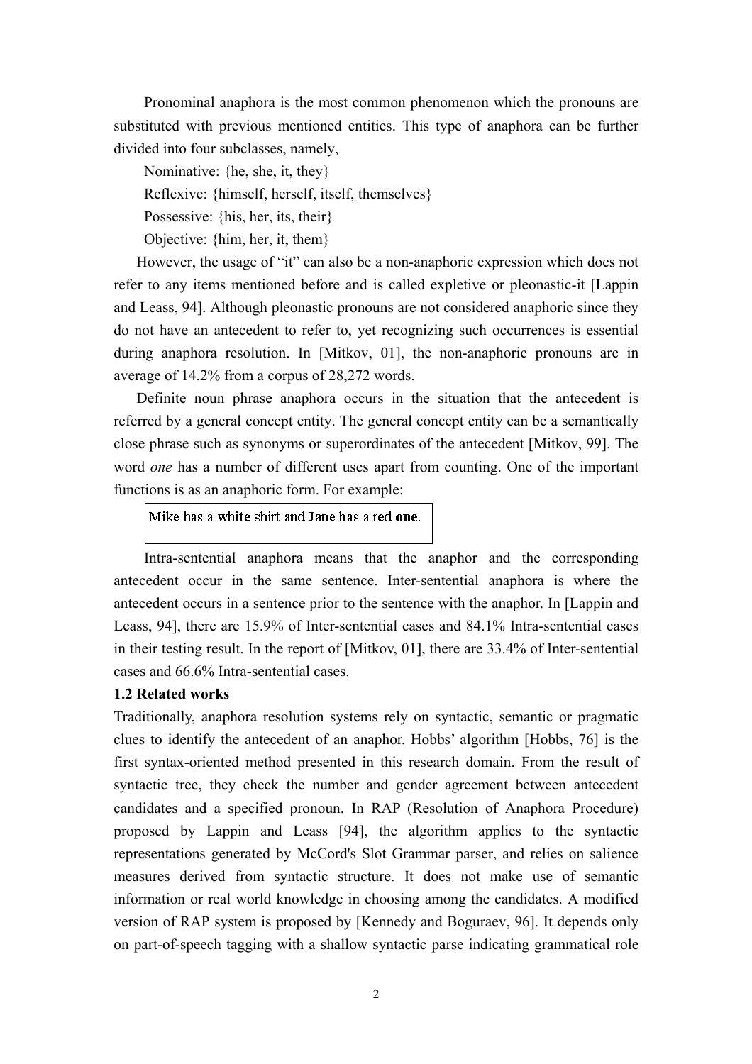Pronominal anaphora is the most common phenomenon which the pronouns are substituted with previous mentioned entities. This type of anaphora can be further divided into four subclasses, namely,

Nominative: {he, she, it, they}

Reflexive: {himself, herself, itself, themselves}

Possessive: {his, her, its, their}

Objective: {him, her, it, them}

However, the usage of "it" can also be a non-anaphoric expression which does not refer to any items mentioned before and is called expletive or pleonastic-it [Lappin and Leass, 94]. Although pleonastic pronouns are not considered anaphoric since they do not have an antecedent to refer to, yet recognizing such occurrences is essential during anaphora resolution. In [Mitkov, 01], the non-anaphoric pronouns are in average of 14.2% from a corpus of 28,272 words.

Definite noun phrase anaphora occurs in the situation that the antecedent is referred by a general concept entity. The general concept entity can be a semantically close phrase such as synonyms or superordinates of the antecedent [Mitkov, 99]. The word *one* has a number of different uses apart from counting. One of the important functions is as an anaphoric form. For example:

> Mike has a white shirt and Jane has a red **one**.

Intra-sentential anaphora means that the anaphor and the corresponding antecedent occur in the same sentence. Inter-sentential anaphora is where the antecedent occurs in a sentence prior to the sentence with the anaphor. In [Lappin and Leass, 94], there are 15.9% of Inter-sentential cases and 84.1% Intra-sentential cases in their testing result. In the report of [Mitkov, 01], there are 33.4% of Inter-sentential cases and 66.6% Intra-sentential cases.

### 1.2 Related works

Traditionally, anaphora resolution systems rely on syntactic, semantic or pragmatic clues to identify the antecedent of an anaphor. Hobbs' algorithm [Hobbs, 76] is the first syntax-oriented method presented in this research domain. From the result of syntactic tree, they check the number and gender agreement between antecedent candidates and a specified pronoun. In RAP (Resolution of Anaphora Procedure) proposed by Lappin and Leass [94], the algorithm applies to the syntactic representations generated by McCord's Slot Grammar parser, and relies on salience measures derived from syntactic structure. It does not make use of semantic information or real world knowledge in choosing among the candidates. A modified version of RAP system is proposed by [Kennedy and Boguraev, 96]. It depends only on part-of-speech tagging with a shallow syntactic parse indicating grammatical role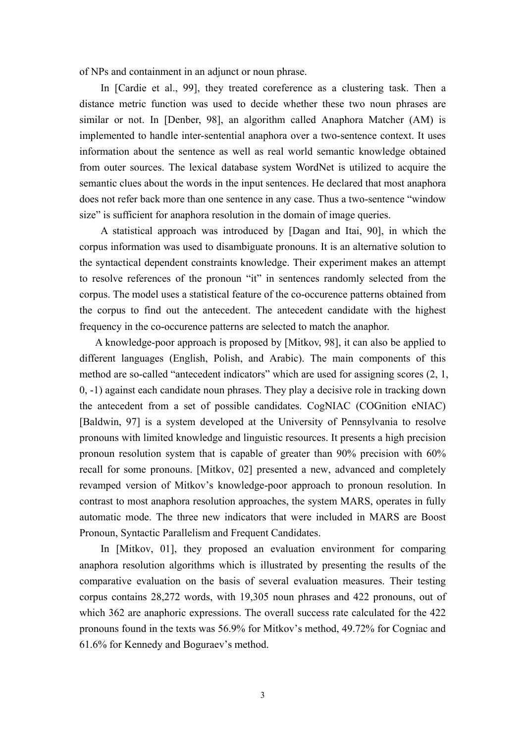of NPs and containment in an adjunct or noun phrase.

In [Cardie et al., 99], they treated coreference as a clustering task. Then a distance metric function was used to decide whether these two noun phrases are similar or not. In [Denber, 98], an algorithm called Anaphora Matcher (AM) is implemented to handle inter-sentential anaphora over a two-sentence context. It uses information about the sentence as well as real world semantic knowledge obtained from outer sources. The lexical database system WordNet is utilized to acquire the semantic clues about the words in the input sentences. He declared that most anaphora does not refer back more than one sentence in any case. Thus a two-sentence "window size" is sufficient for anaphora resolution in the domain of image queries.

A statistical approach was introduced by [Dagan and Itai, 90], in which the corpus information was used to disambiguate pronouns. It is an alternative solution to the syntactical dependent constraints knowledge. Their experiment makes an attempt to resolve references of the pronoun "it" in sentences randomly selected from the corpus. The model uses a statistical feature of the co-occurence patterns obtained from the corpus to find out the antecedent. The antecedent candidate with the highest frequency in the co-occurence patterns are selected to match the anaphor.

A knowledge-poor approach is proposed by [Mitkov, 98], it can also be applied to different languages (English, Polish, and Arabic). The main components of this method are so-called "antecedent indicators" which are used for assigning scores (2, 1, 0, -1) against each candidate noun phrases. They play a decisive role in tracking down the antecedent from a set of possible candidates. CogNIAC (COGnition eNIAC) [Baldwin, 97] is a system developed at the University of Pennsylvania to resolve pronouns with limited knowledge and linguistic resources. It presents a high precision pronoun resolution system that is capable of greater than 90% precision with 60% recall for some pronouns. [Mitkov, 02] presented a new, advanced and completely revamped version of Mitkov's knowledge-poor approach to pronoun resolution. In contrast to most anaphora resolution approaches, the system MARS, operates in fully automatic mode. The three new indicators that were included in MARS are Boost Pronoun, Syntactic Parallelism and Frequent Candidates.

In [Mitkov, 01], they proposed an evaluation environment for comparing anaphora resolution algorithms which is illustrated by presenting the results of the comparative evaluation on the basis of several evaluation measures. Their testing corpus contains 28,272 words, with 19,305 noun phrases and 422 pronouns, out of which 362 are anaphoric expressions. The overall success rate calculated for the 422 pronouns found in the texts was 56.9% for Mitkov's method, 49.72% for Cogniac and 61.6% for Kennedy and Boguraev's method.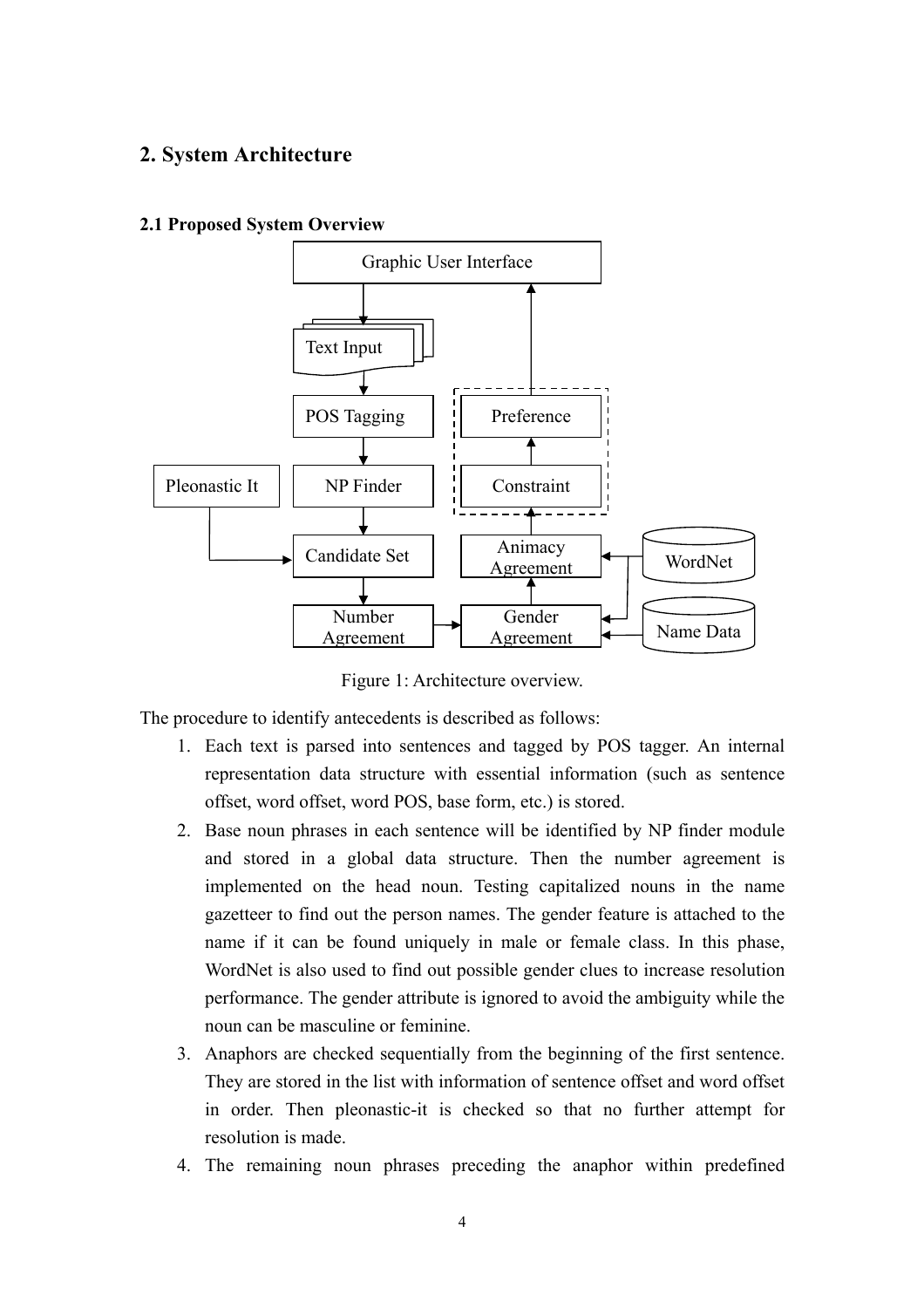## 2. System Architecture

### 2.1 Proposed System Overview

Figure 1: Architecture overview.

The procedure to identify antecedents is described as follows:

1. Each text is parsed into sentences and tagged by POS tagger. An internal representation data structure with essential information (such as sentence offset, word offset, word POS, base form, etc.) is stored.
2. Base noun phrases in each sentence will be identified by NP finder module and stored in a global data structure. Then the number agreement is implemented on the head noun. Testing capitalized nouns in the name gazetteer to find out the person names. The gender feature is attached to the name if it can be found uniquely in male or female class. In this phase, WordNet is also used to find out possible gender clues to increase resolution performance. The gender attribute is ignored to avoid the ambiguity while the noun can be masculine or feminine.
3. Anaphors are checked sequentially from the beginning of the first sentence. They are stored in the list with information of sentence offset and word offset in order. Then pleonastic-it is checked so that no further attempt for resolution is made.
4. The remaining noun phrases preceding the anaphor within predefined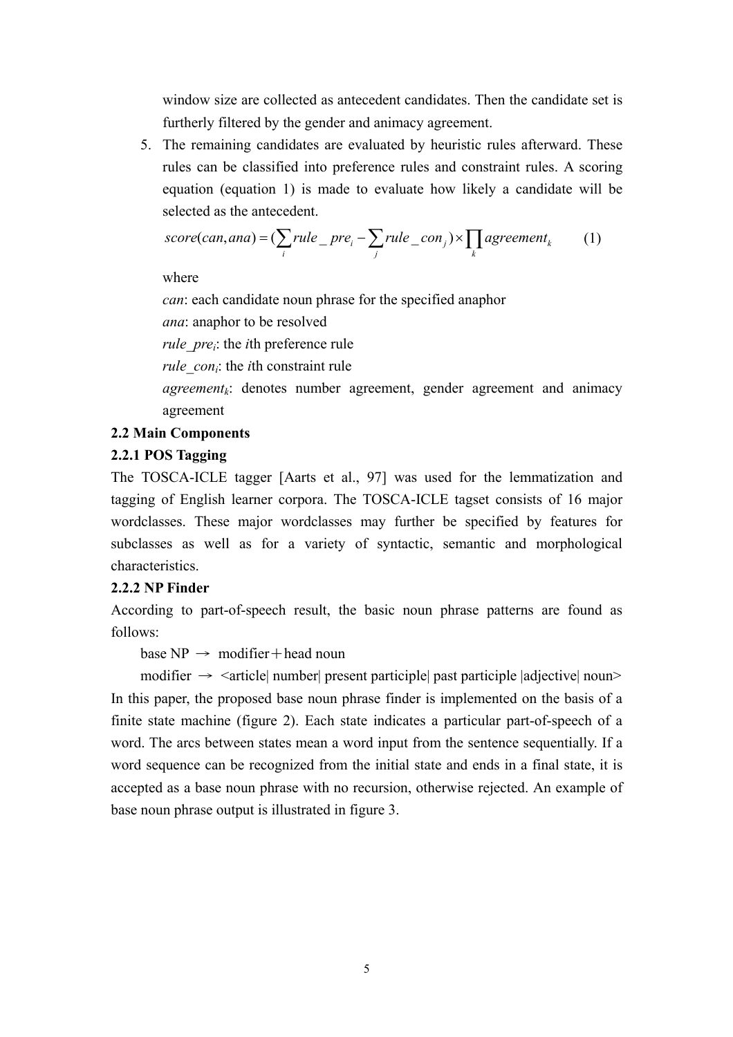window size are collected as antecedent candidates. Then the candidate set is furtherly filtered by the gender and animacy agreement.

5. The remaining candidates are evaluated by heuristic rules afterward. These rules can be classified into preference rules and constraint rules. A scoring equation (equation 1) is made to evaluate how likely a candidate will be selected as the antecedent.

$$score(can, ana) = (\sum_i rule\_pre_i - \sum_j rule\_con_j) \times \prod_k agreement_k \qquad (1)$$

where

*can*: each candidate noun phrase for the specified anaphor

*ana*: anaphor to be resolved

$rule\_pre_i$: the *i*th preference rule

$rule\_con_i$: the *i*th constraint rule

$agreement_k$: denotes number agreement, gender agreement and animacy agreement

### 2.2 Main Components

#### 2.2.1 POS Tagging

The TOSCA-ICLE tagger [Aarts et al., 97] was used for the lemmatization and tagging of English learner corpora. The TOSCA-ICLE tagset consists of 16 major wordclasses. These major wordclasses may further be specified by features for subclasses as well as for a variety of syntactic, semantic and morphological characteristics.

#### 2.2.2 NP Finder

According to part-of-speech result, the basic noun phrase patterns are found as follows:

base NP → modifier＋head noun

modifier → <article| number| present participle| past participle |adjective| noun>

In this paper, the proposed base noun phrase finder is implemented on the basis of a finite state machine (figure 2). Each state indicates a particular part-of-speech of a word. The arcs between states mean a word input from the sentence sequentially. If a word sequence can be recognized from the initial state and ends in a final state, it is accepted as a base noun phrase with no recursion, otherwise rejected. An example of base noun phrase output is illustrated in figure 3.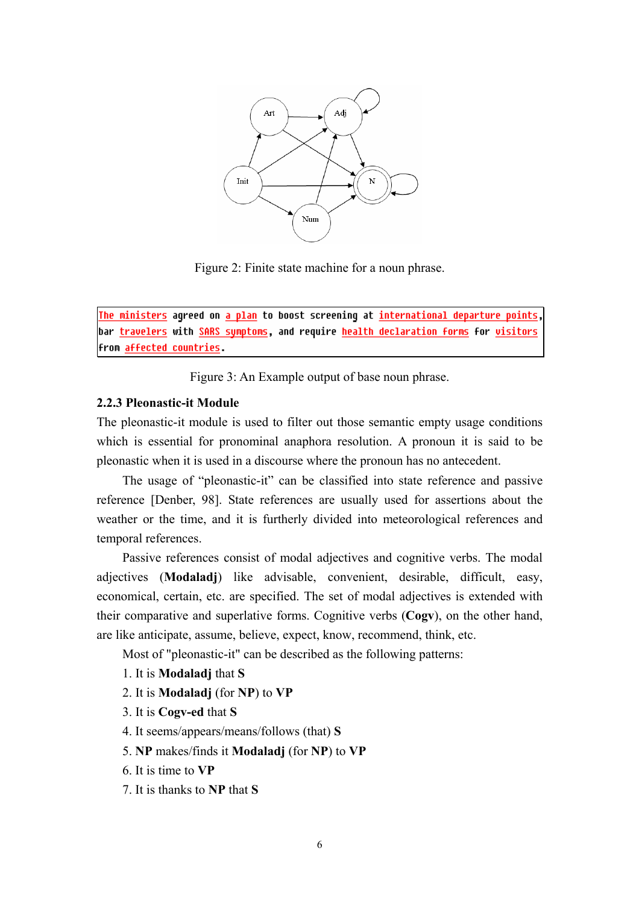Figure 2: Finite state machine for a noun phrase.

The ministers agreed on a plan to boost screening at international departure points, bar travelers with SARS symptoms, and require health declaration forms for visitors from affected countries.

Figure 3: An Example output of base noun phrase.

### 2.2.3 Pleonastic-it Module

The pleonastic-it module is used to filter out those semantic empty usage conditions which is essential for pronominal anaphora resolution. A pronoun it is said to be pleonastic when it is used in a discourse where the pronoun has no antecedent.

The usage of "pleonastic-it" can be classified into state reference and passive reference [Denber, 98]. State references are usually used for assertions about the weather or the time, and it is furtherly divided into meteorological references and temporal references.

Passive references consist of modal adjectives and cognitive verbs. The modal adjectives (**Modaladj**) like advisable, convenient, desirable, difficult, easy, economical, certain, etc. are specified. The set of modal adjectives is extended with their comparative and superlative forms. Cognitive verbs (**Cogv**), on the other hand, are like anticipate, assume, believe, expect, know, recommend, think, etc.

Most of "pleonastic-it" can be described as the following patterns:

1. It is **Modaladj** that **S**
2. It is **Modaladj** (for **NP**) to **VP**
3. It is **Cogv-ed** that **S**
4. It seems/appears/means/follows (that) **S**
5. **NP** makes/finds it **Modaladj** (for **NP**) to **VP**
6. It is time to **VP**
7. It is thanks to **NP** that **S**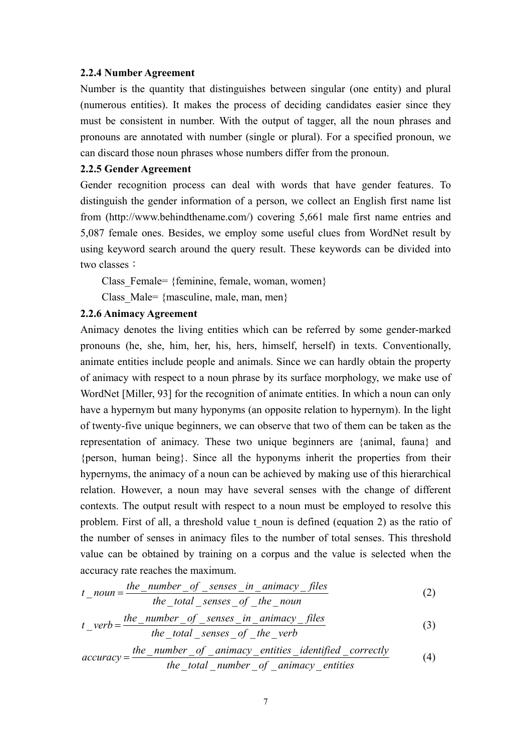**2.2.4 Number Agreement**

Number is the quantity that distinguishes between singular (one entity) and plural (numerous entities). It makes the process of deciding candidates easier since they must be consistent in number. With the output of tagger, all the noun phrases and pronouns are annotated with number (single or plural). For a specified pronoun, we can discard those noun phrases whose numbers differ from the pronoun.

**2.2.5 Gender Agreement**

Gender recognition process can deal with words that have gender features. To distinguish the gender information of a person, we collect an English first name list from (http://www.behindthename.com/) covering 5,661 male first name entries and 5,087 female ones. Besides, we employ some useful clues from WordNet result by using keyword search around the query result. These keywords can be divided into two classes：

Class_Female= {feminine, female, woman, women}

Class_Male= {masculine, male, man, men}

**2.2.6 Animacy Agreement**

Animacy denotes the living entities which can be referred by some gender-marked pronouns (he, she, him, her, his, hers, himself, herself) in texts. Conventionally, animate entities include people and animals. Since we can hardly obtain the property of animacy with respect to a noun phrase by its surface morphology, we make use of WordNet [Miller, 93] for the recognition of animate entities. In which a noun can only have a hypernym but many hyponyms (an opposite relation to hypernym). In the light of twenty-five unique beginners, we can observe that two of them can be taken as the representation of animacy. These two unique beginners are {animal, fauna} and {person, human being}. Since all the hyponyms inherit the properties from their hypernyms, the animacy of a noun can be achieved by making use of this hierarchical relation. However, a noun may have several senses with the change of different contexts. The output result with respect to a noun must be employed to resolve this problem. First of all, a threshold value t_noun is defined (equation 2) as the ratio of the number of senses in animacy files to the number of total senses. This threshold value can be obtained by training on a corpus and the value is selected when the accuracy rate reaches the maximum.

$$t\_noun = \frac{the\_number\_of\_senses\_in\_animacy\_files}{the\_total\_senses\_of\_the\_noun} \tag{2}$$

$$t\_verb = \frac{the\_number\_of\_senses\_in\_animacy\_files}{the\_total\_senses\_of\_the\_verb} \tag{3}$$

$$accuracy = \frac{the\_number\_of\_animacy\_entities\_identified\_correctly}{the\_total\_number\_of\_animacy\_entities} \tag{4}$$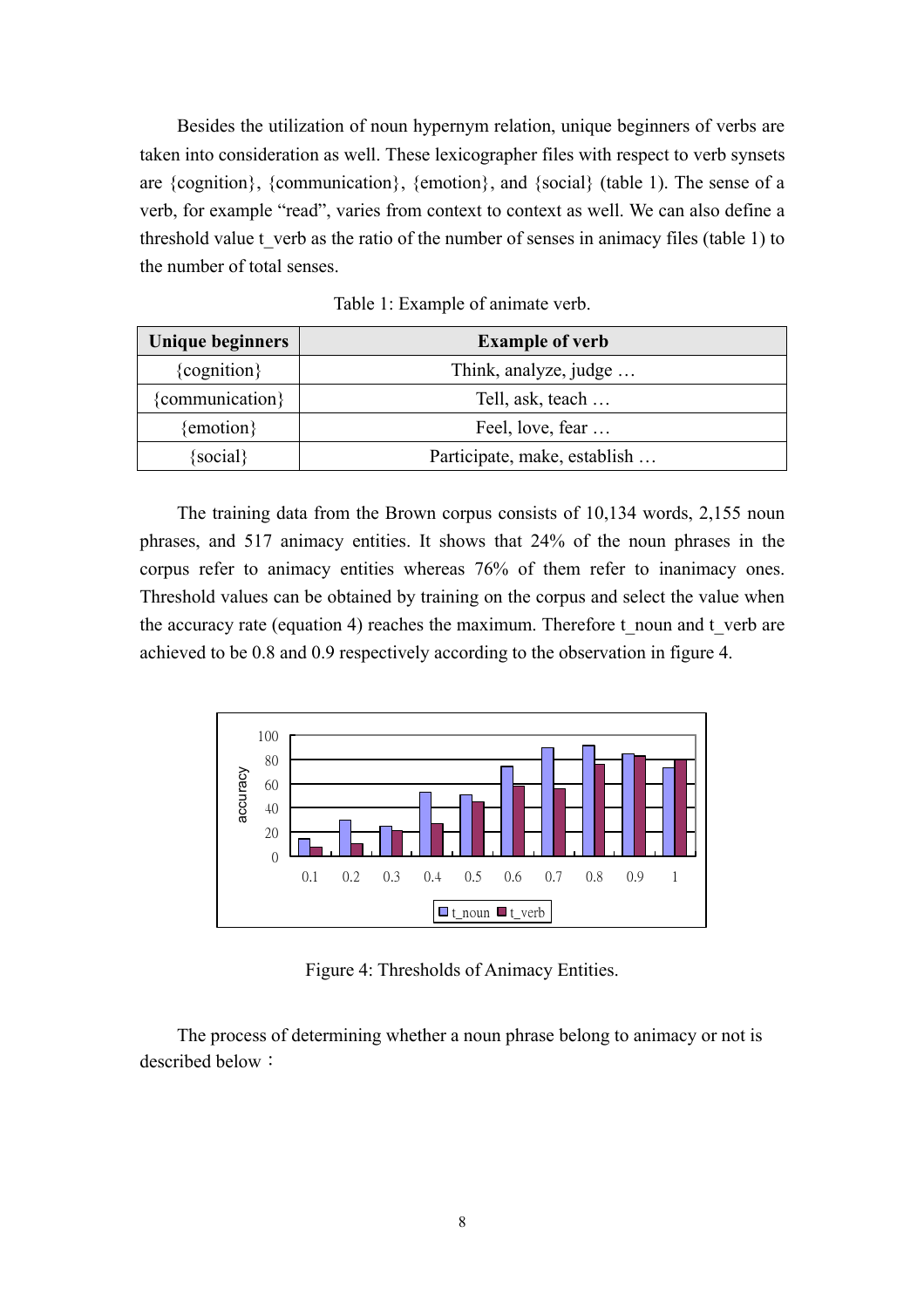Besides the utilization of noun hypernym relation, unique beginners of verbs are taken into consideration as well. These lexicographer files with respect to verb synsets are {cognition}, {communication}, {emotion}, and {social} (table 1). The sense of a verb, for example "read", varies from context to context as well. We can also define a threshold value t_verb as the ratio of the number of senses in animacy files (table 1) to the number of total senses.

Table 1: Example of animate verb.

| Unique beginners | Example of verb |
|---|---|
| {cognition} | Think, analyze, judge … |
| {communication} | Tell, ask, teach … |
| {emotion} | Feel, love, fear … |
| {social} | Participate, make, establish … |

The training data from the Brown corpus consists of 10,134 words, 2,155 noun phrases, and 517 animacy entities. It shows that 24% of the noun phrases in the corpus refer to animacy entities whereas 76% of them refer to inanimacy ones. Threshold values can be obtained by training on the corpus and select the value when the accuracy rate (equation 4) reaches the maximum. Therefore t_noun and t_verb are achieved to be 0.8 and 0.9 respectively according to the observation in figure 4.

Figure 4: Thresholds of Animacy Entities.

The process of determining whether a noun phrase belong to animacy or not is described below：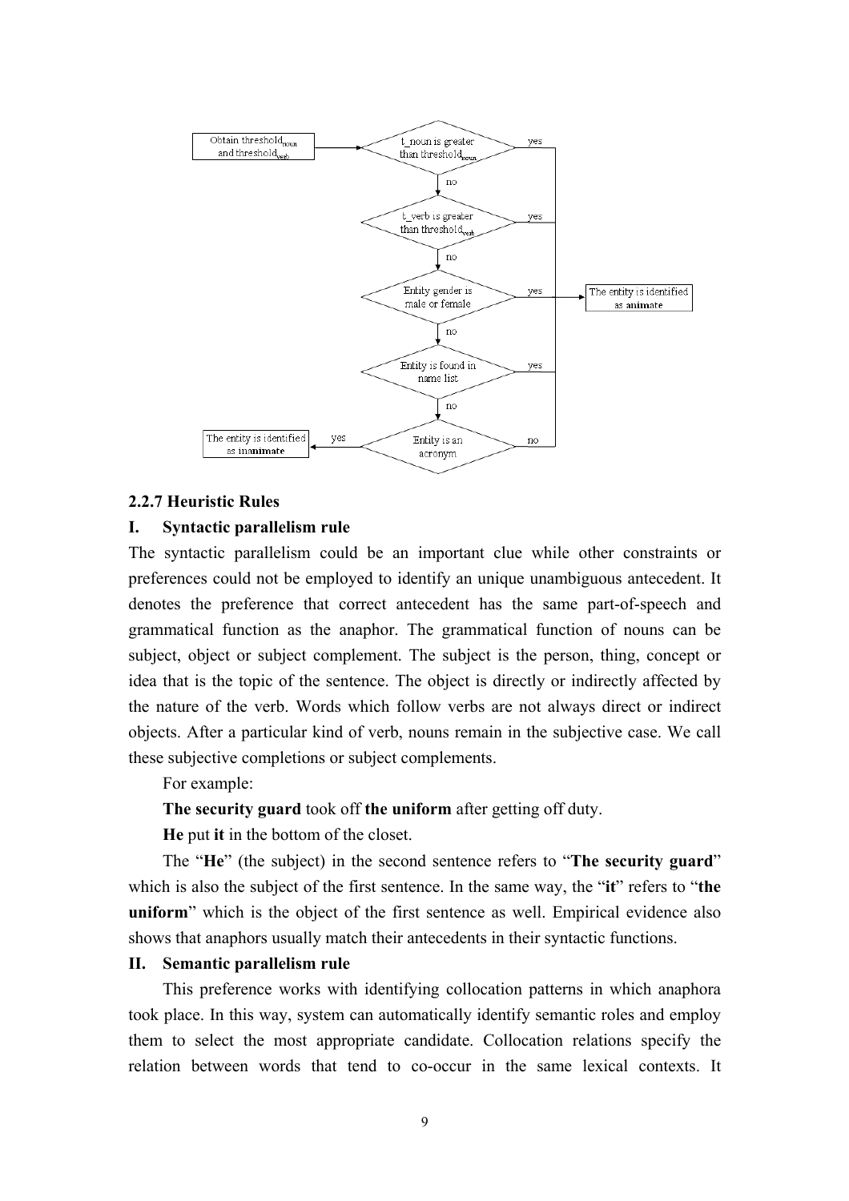#### 2.2.7 Heuristic Rules

**I. Syntactic parallelism rule**

The syntactic parallelism could be an important clue while other constraints or preferences could not be employed to identify an unique unambiguous antecedent. It denotes the preference that correct antecedent has the same part-of-speech and grammatical function as the anaphor. The grammatical function of nouns can be subject, object or subject complement. The subject is the person, thing, concept or idea that is the topic of the sentence. The object is directly or indirectly affected by the nature of the verb. Words which follow verbs are not always direct or indirect objects. After a particular kind of verb, nouns remain in the subjective case. We call these subjective completions or subject complements.

For example:

**The security guard** took off **the uniform** after getting off duty.

**He** put **it** in the bottom of the closet.

The "**He**" (the subject) in the second sentence refers to "**The security guard**" which is also the subject of the first sentence. In the same way, the "**it**" refers to "**the uniform**" which is the object of the first sentence as well. Empirical evidence also shows that anaphors usually match their antecedents in their syntactic functions.

**II. Semantic parallelism rule**

This preference works with identifying collocation patterns in which anaphora took place. In this way, system can automatically identify semantic roles and employ them to select the most appropriate candidate. Collocation relations specify the relation between words that tend to co-occur in the same lexical contexts. It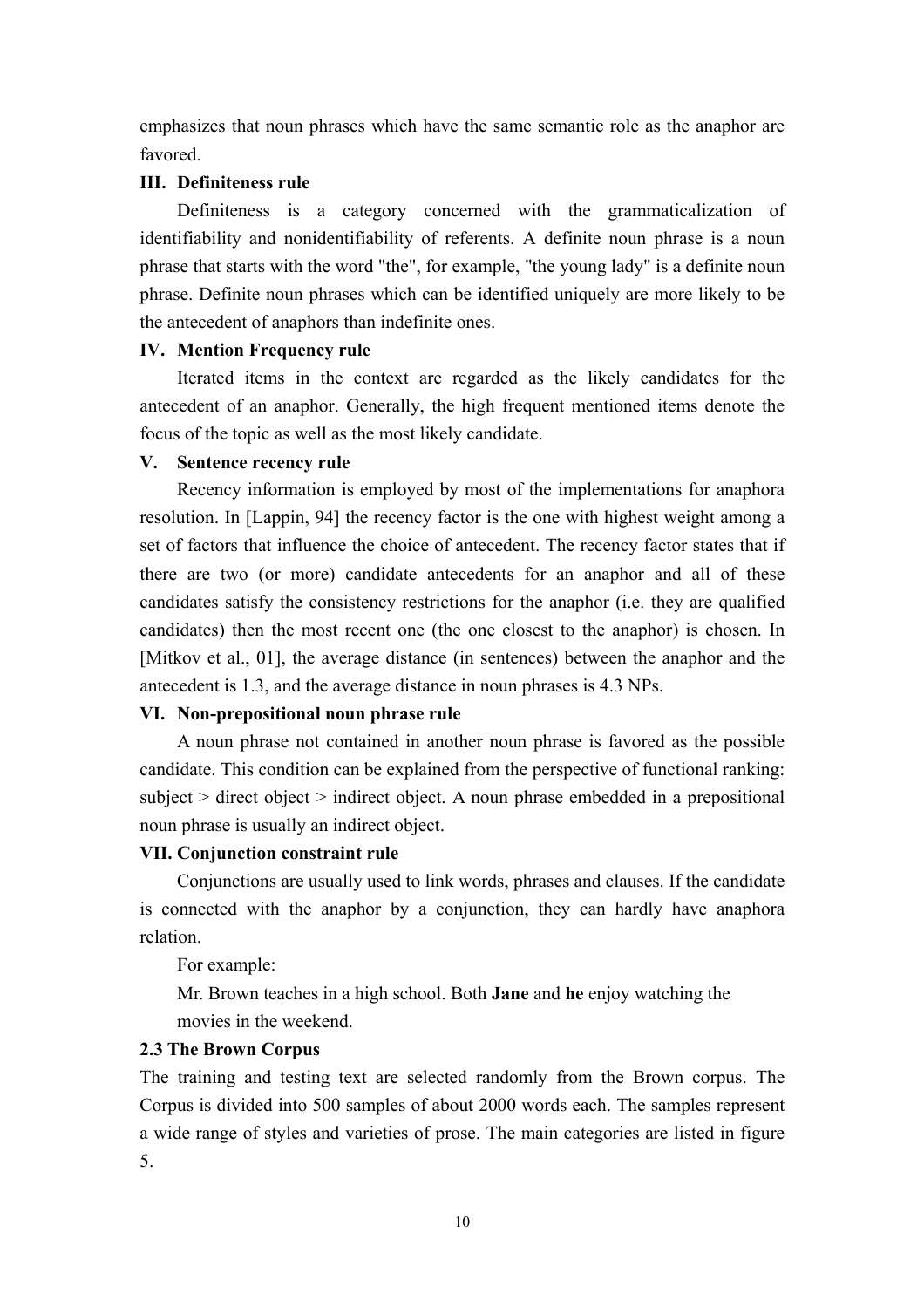emphasizes that noun phrases which have the same semantic role as the anaphor are favored.

### III. Definiteness rule

Definiteness is a category concerned with the grammaticalization of identifiability and nonidentifiability of referents. A definite noun phrase is a noun phrase that starts with the word "the", for example, "the young lady" is a definite noun phrase. Definite noun phrases which can be identified uniquely are more likely to be the antecedent of anaphors than indefinite ones.

### IV. Mention Frequency rule

Iterated items in the context are regarded as the likely candidates for the antecedent of an anaphor. Generally, the high frequent mentioned items denote the focus of the topic as well as the most likely candidate.

### V. Sentence recency rule

Recency information is employed by most of the implementations for anaphora resolution. In [Lappin, 94] the recency factor is the one with highest weight among a set of factors that influence the choice of antecedent. The recency factor states that if there are two (or more) candidate antecedents for an anaphor and all of these candidates satisfy the consistency restrictions for the anaphor (i.e. they are qualified candidates) then the most recent one (the one closest to the anaphor) is chosen. In [Mitkov et al., 01], the average distance (in sentences) between the anaphor and the antecedent is 1.3, and the average distance in noun phrases is 4.3 NPs.

### VI. Non-prepositional noun phrase rule

A noun phrase not contained in another noun phrase is favored as the possible candidate. This condition can be explained from the perspective of functional ranking: subject > direct object > indirect object. A noun phrase embedded in a prepositional noun phrase is usually an indirect object.

### VII. Conjunction constraint rule

Conjunctions are usually used to link words, phrases and clauses. If the candidate is connected with the anaphor by a conjunction, they can hardly have anaphora relation.

For example:

Mr. Brown teaches in a high school. Both **Jane** and **he** enjoy watching the movies in the weekend.

## 2.3 The Brown Corpus

The training and testing text are selected randomly from the Brown corpus. The Corpus is divided into 500 samples of about 2000 words each. The samples represent a wide range of styles and varieties of prose. The main categories are listed in figure 5.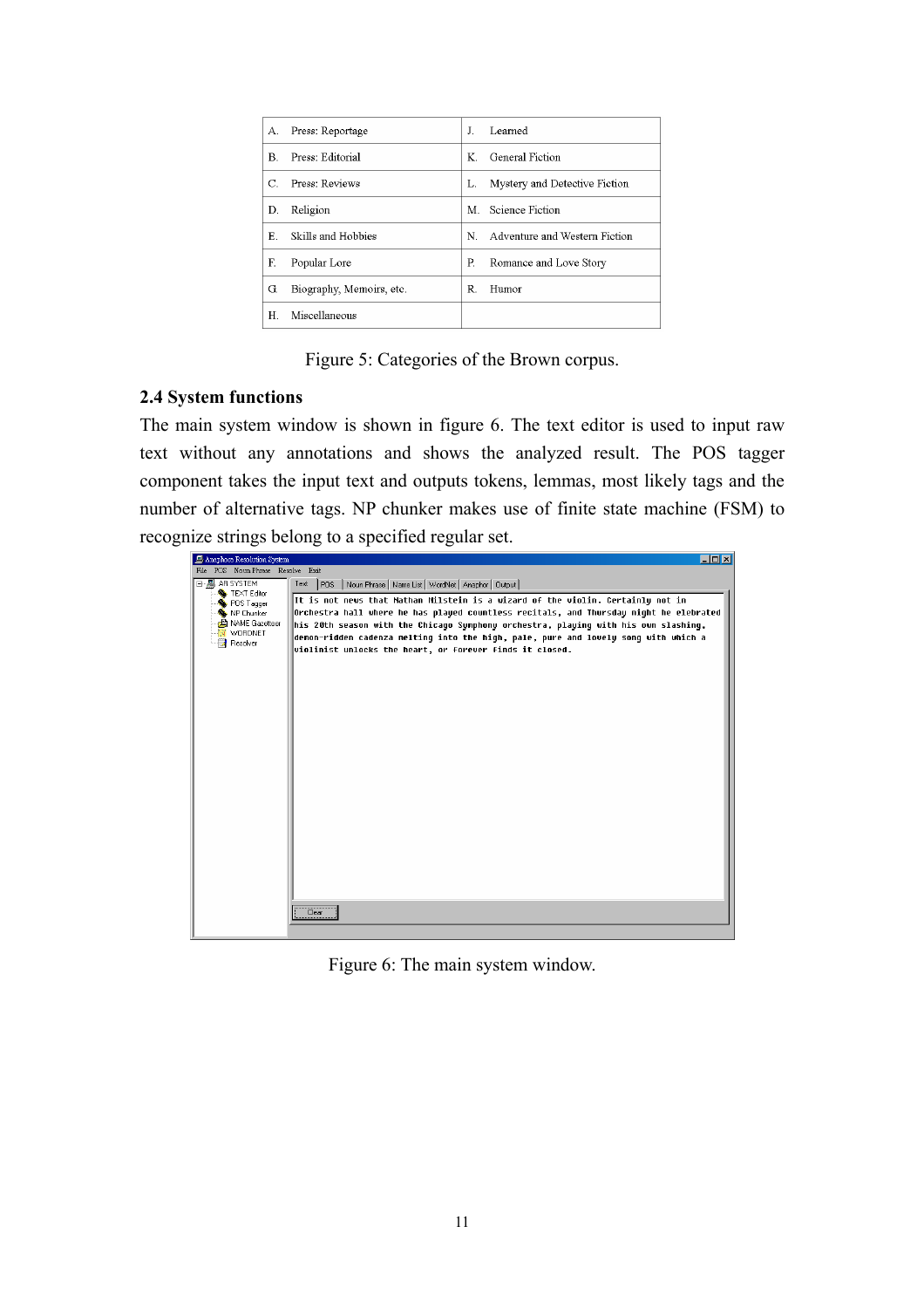| A. Press: Reportage | J. Learned |
| --- | --- |
| B. Press: Editorial | K. General Fiction |
| C. Press: Reviews | L. Mystery and Detective Fiction |
| D. Religion | M. Science Fiction |
| E. Skills and Hobbies | N. Adventure and Western Fiction |
| F. Popular Lore | P. Romance and Love Story |
| G. Biography, Memoirs, etc. | R. Humor |
| H. Miscellaneous | |

Figure 5: Categories of the Brown corpus.

### 2.4 System functions

The main system window is shown in figure 6. The text editor is used to input raw text without any annotations and shows the analyzed result. The POS tagger component takes the input text and outputs tokens, lemmas, most likely tags and the number of alternative tags. NP chunker makes use of finite state machine (FSM) to recognize strings belong to a specified regular set.

Figure 6: The main system window.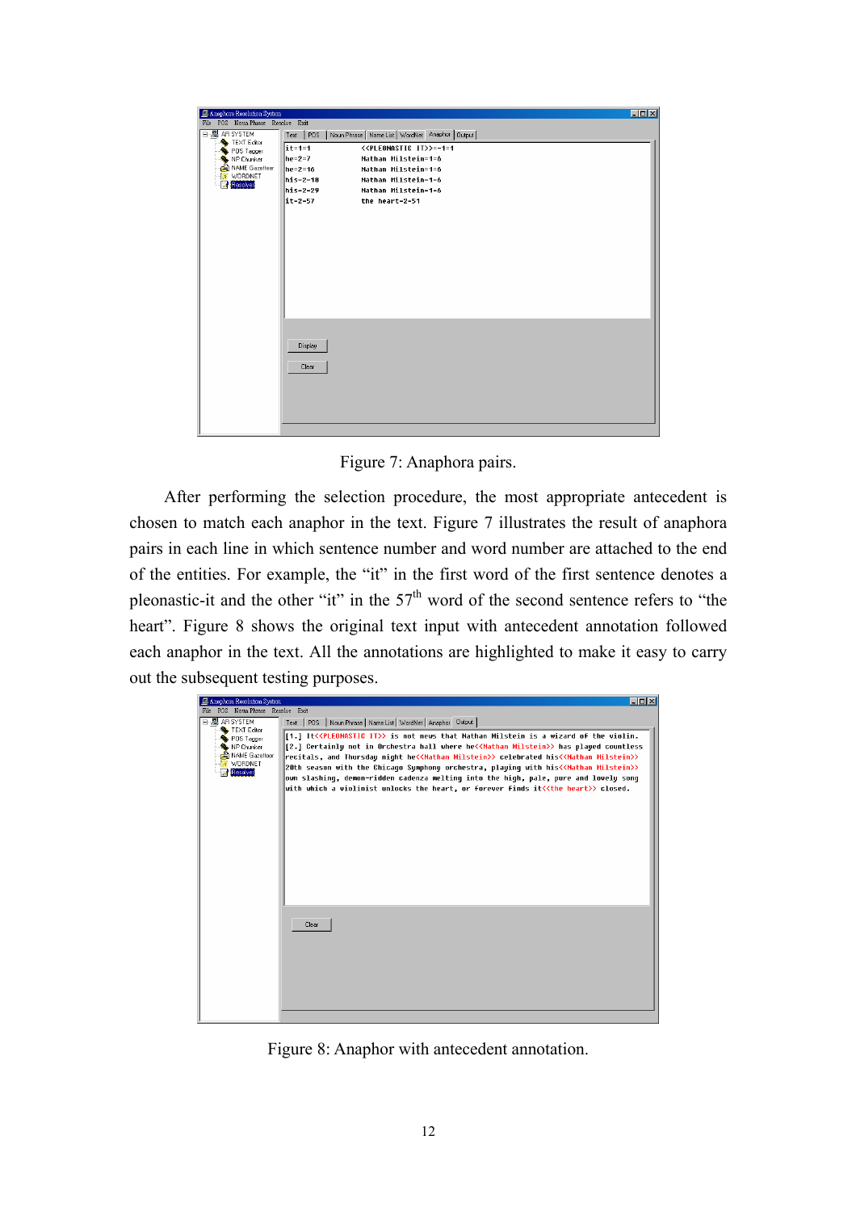Figure 7: Anaphora pairs.

After performing the selection procedure, the most appropriate antecedent is chosen to match each anaphor in the text. Figure 7 illustrates the result of anaphora pairs in each line in which sentence number and word number are attached to the end of the entities. For example, the "it" in the first word of the first sentence denotes a pleonastic-it and the other "it" in the 57th word of the second sentence refers to "the heart". Figure 8 shows the original text input with antecedent annotation followed each anaphor in the text. All the annotations are highlighted to make it easy to carry out the subsequent testing purposes.

Figure 8: Anaphor with antecedent annotation.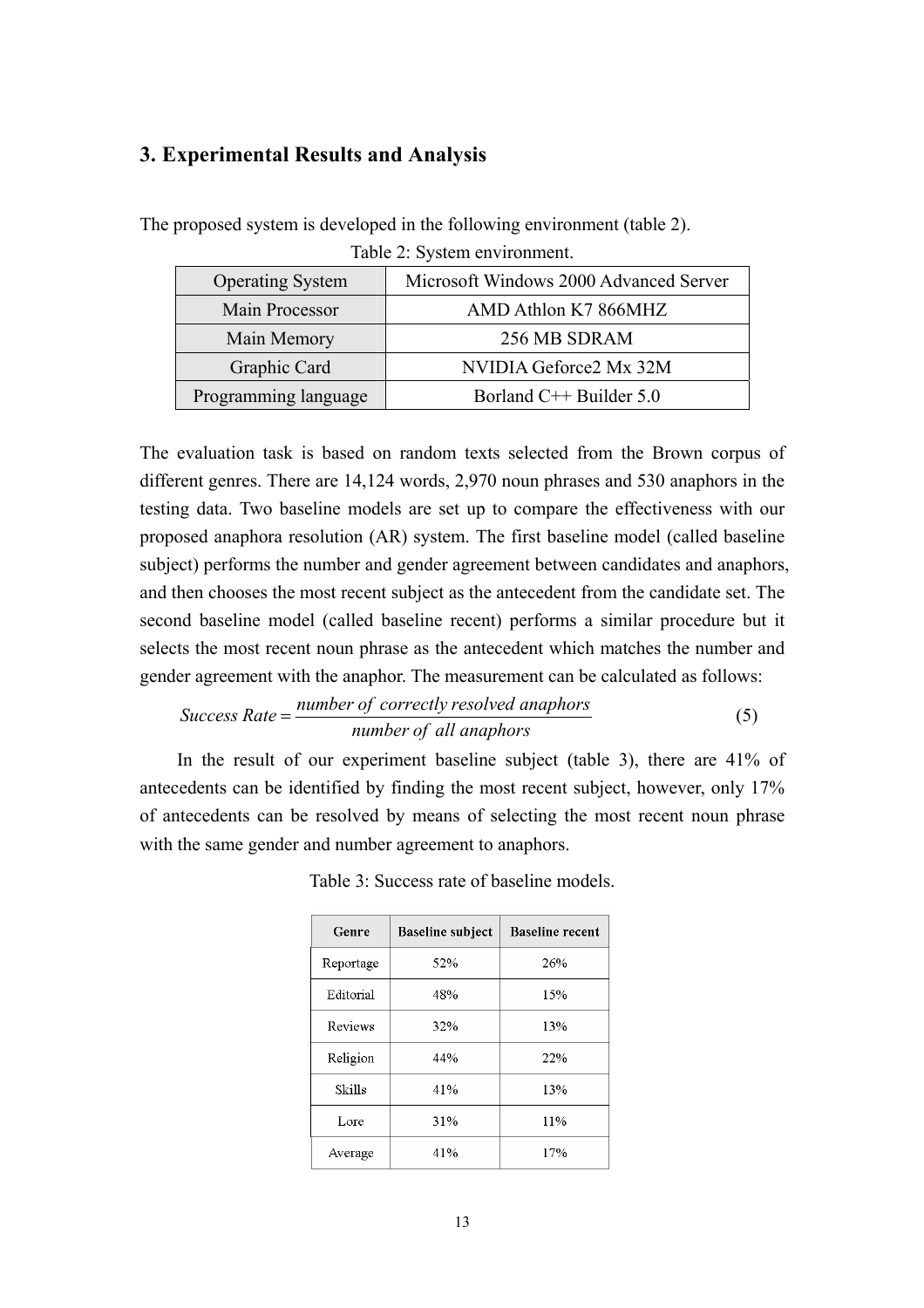## 3. Experimental Results and Analysis

The proposed system is developed in the following environment (table 2).

Table 2: System environment.

| Operating System | Microsoft Windows 2000 Advanced Server |
|---|---|
| Main Processor | AMD Athlon K7 866MHZ |
| Main Memory | 256 MB SDRAM |
| Graphic Card | NVIDIA Geforce2 Mx 32M |
| Programming language | Borland C++ Builder 5.0 |

The evaluation task is based on random texts selected from the Brown corpus of different genres. There are 14,124 words, 2,970 noun phrases and 530 anaphors in the testing data. Two baseline models are set up to compare the effectiveness with our proposed anaphora resolution (AR) system. The first baseline model (called baseline subject) performs the number and gender agreement between candidates and anaphors, and then chooses the most recent subject as the antecedent from the candidate set. The second baseline model (called baseline recent) performs a similar procedure but it selects the most recent noun phrase as the antecedent which matches the number and gender agreement with the anaphor. The measurement can be calculated as follows:

$$Success\ Rate = \frac{number\ of\ correctly\ resolved\ anaphors}{number\ of\ all\ anaphors} \tag{5}$$

In the result of our experiment baseline subject (table 3), there are 41% of antecedents can be identified by finding the most recent subject, however, only 17% of antecedents can be resolved by means of selecting the most recent noun phrase with the same gender and number agreement to anaphors.

Table 3: Success rate of baseline models.

| Genre | Baseline subject | Baseline recent |
|---|---|---|
| Reportage | 52% | 26% |
| Editorial | 48% | 15% |
| Reviews | 32% | 13% |
| Religion | 44% | 22% |
| Skills | 41% | 13% |
| Lore | 31% | 11% |
| Average | 41% | 17% |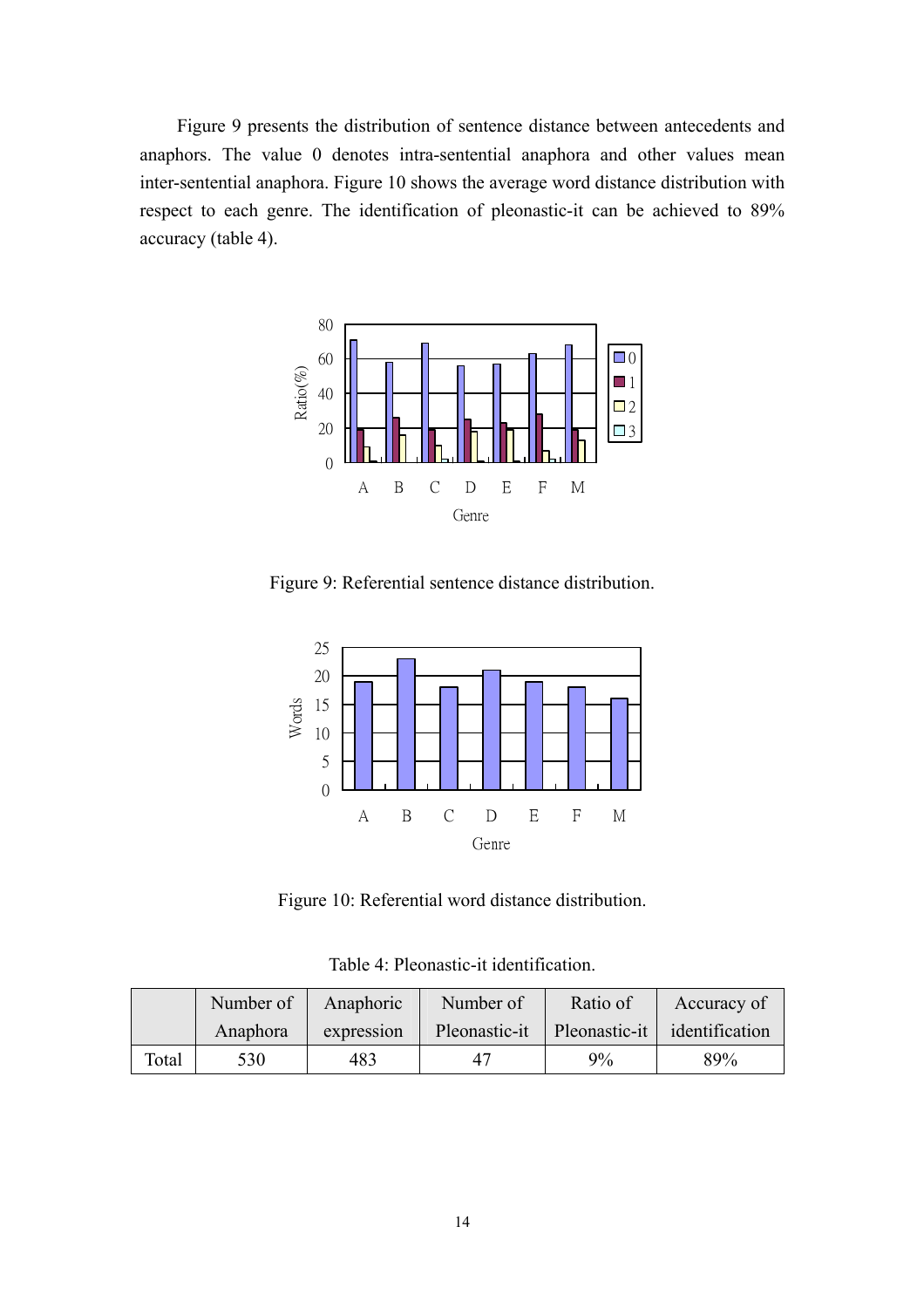Figure 9 presents the distribution of sentence distance between antecedents and anaphors. The value 0 denotes intra-sentential anaphora and other values mean inter-sentential anaphora. Figure 10 shows the average word distance distribution with respect to each genre. The identification of pleonastic-it can be achieved to 89% accuracy (table 4).

Figure 9: Referential sentence distance distribution.

Figure 10: Referential word distance distribution.

Table 4: Pleonastic-it identification.

| | Number of Anaphora | Anaphoric expression | Number of Pleonastic-it | Ratio of Pleonastic-it | Accuracy of identification |
|---|---|---|---|---|---|
| Total | 530 | 483 | 47 | 9% | 89% |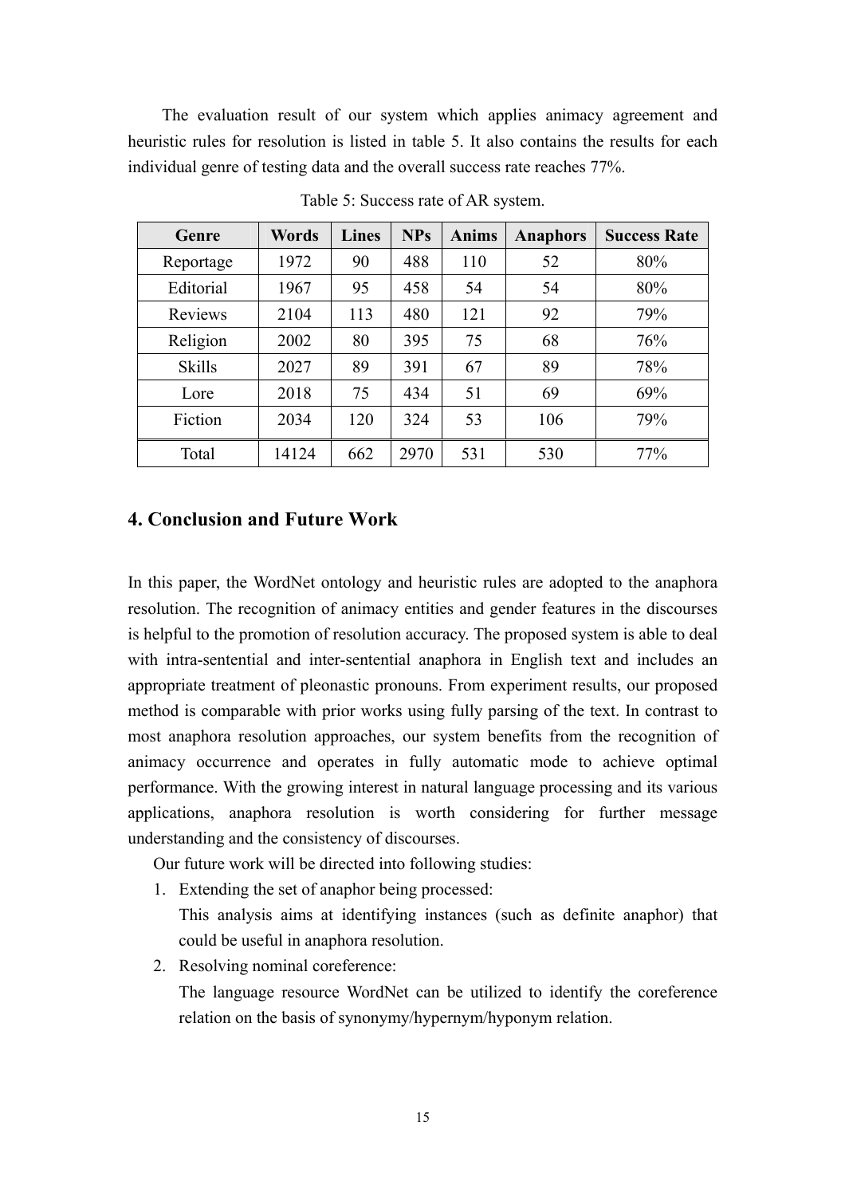The evaluation result of our system which applies animacy agreement and heuristic rules for resolution is listed in table 5. It also contains the results for each individual genre of testing data and the overall success rate reaches 77%.

Table 5: Success rate of AR system.

| Genre | Words | Lines | NPs | Anims | Anaphors | Success Rate |
|---|---|---|---|---|---|---|
| Reportage | 1972 | 90 | 488 | 110 | 52 | 80% |
| Editorial | 1967 | 95 | 458 | 54 | 54 | 80% |
| Reviews | 2104 | 113 | 480 | 121 | 92 | 79% |
| Religion | 2002 | 80 | 395 | 75 | 68 | 76% |
| Skills | 2027 | 89 | 391 | 67 | 89 | 78% |
| Lore | 2018 | 75 | 434 | 51 | 69 | 69% |
| Fiction | 2034 | 120 | 324 | 53 | 106 | 79% |
| Total | 14124 | 662 | 2970 | 531 | 530 | 77% |

## 4. Conclusion and Future Work

In this paper, the WordNet ontology and heuristic rules are adopted to the anaphora resolution. The recognition of animacy entities and gender features in the discourses is helpful to the promotion of resolution accuracy. The proposed system is able to deal with intra-sentential and inter-sentential anaphora in English text and includes an appropriate treatment of pleonastic pronouns. From experiment results, our proposed method is comparable with prior works using fully parsing of the text. In contrast to most anaphora resolution approaches, our system benefits from the recognition of animacy occurrence and operates in fully automatic mode to achieve optimal performance. With the growing interest in natural language processing and its various applications, anaphora resolution is worth considering for further message understanding and the consistency of discourses.

Our future work will be directed into following studies:

1. Extending the set of anaphor being processed:
   This analysis aims at identifying instances (such as definite anaphor) that could be useful in anaphora resolution.
2. Resolving nominal coreference:
   The language resource WordNet can be utilized to identify the coreference relation on the basis of synonymy/hypernym/hyponym relation.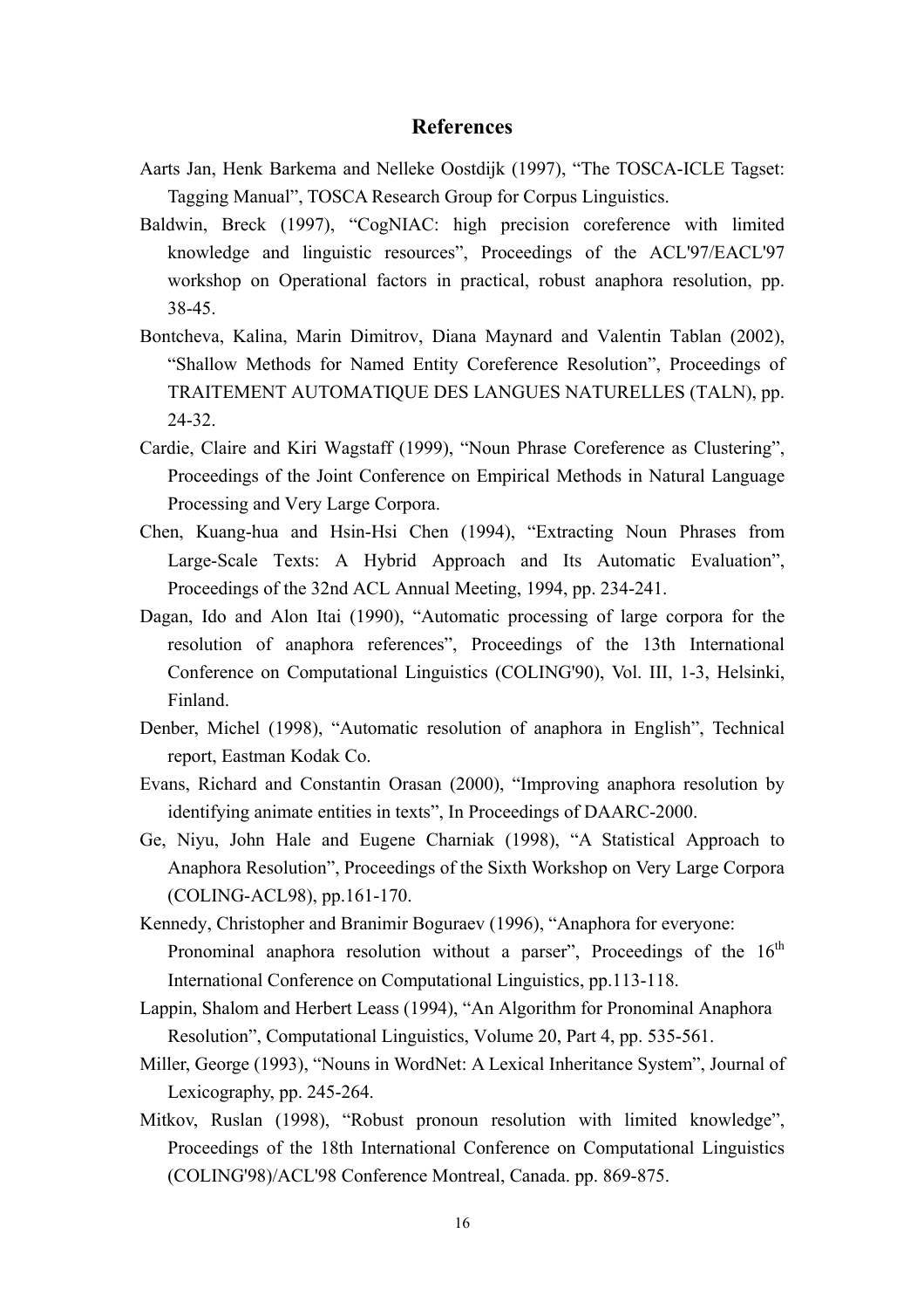# References

Aarts Jan, Henk Barkema and Nelleke Oostdijk (1997), "The TOSCA-ICLE Tagset: Tagging Manual", TOSCA Research Group for Corpus Linguistics.

Baldwin, Breck (1997), "CogNIAC: high precision coreference with limited knowledge and linguistic resources", Proceedings of the ACL'97/EACL'97 workshop on Operational factors in practical, robust anaphora resolution, pp. 38-45.

Bontcheva, Kalina, Marin Dimitrov, Diana Maynard and Valentin Tablan (2002), "Shallow Methods for Named Entity Coreference Resolution", Proceedings of TRAITEMENT AUTOMATIQUE DES LANGUES NATURELLES (TALN), pp. 24-32.

Cardie, Claire and Kiri Wagstaff (1999), "Noun Phrase Coreference as Clustering", Proceedings of the Joint Conference on Empirical Methods in Natural Language Processing and Very Large Corpora.

Chen, Kuang-hua and Hsin-Hsi Chen (1994), "Extracting Noun Phrases from Large-Scale Texts: A Hybrid Approach and Its Automatic Evaluation", Proceedings of the 32nd ACL Annual Meeting, 1994, pp. 234-241.

Dagan, Ido and Alon Itai (1990), "Automatic processing of large corpora for the resolution of anaphora references", Proceedings of the 13th International Conference on Computational Linguistics (COLING'90), Vol. III, 1-3, Helsinki, Finland.

Denber, Michel (1998), "Automatic resolution of anaphora in English", Technical report, Eastman Kodak Co.

Evans, Richard and Constantin Orasan (2000), "Improving anaphora resolution by identifying animate entities in texts", In Proceedings of DAARC-2000.

Ge, Niyu, John Hale and Eugene Charniak (1998), "A Statistical Approach to Anaphora Resolution", Proceedings of the Sixth Workshop on Very Large Corpora (COLING-ACL98), pp.161-170.

Kennedy, Christopher and Branimir Boguraev (1996), "Anaphora for everyone: Pronominal anaphora resolution without a parser", Proceedings of the 16th International Conference on Computational Linguistics, pp.113-118.

Lappin, Shalom and Herbert Leass (1994), "An Algorithm for Pronominal Anaphora Resolution", Computational Linguistics, Volume 20, Part 4, pp. 535-561.

Miller, George (1993), "Nouns in WordNet: A Lexical Inheritance System", Journal of Lexicography, pp. 245-264.

Mitkov, Ruslan (1998), "Robust pronoun resolution with limited knowledge", Proceedings of the 18th International Conference on Computational Linguistics (COLING'98)/ACL'98 Conference Montreal, Canada. pp. 869-875.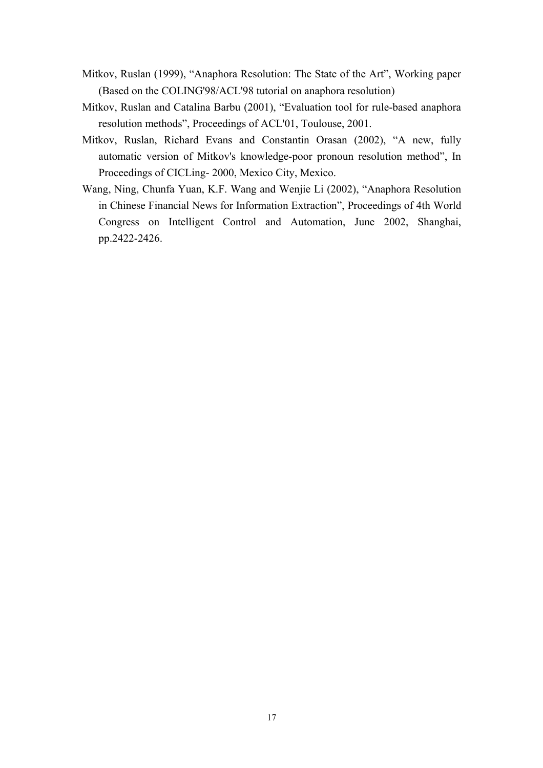Mitkov, Ruslan (1999), "Anaphora Resolution: The State of the Art", Working paper (Based on the COLING'98/ACL'98 tutorial on anaphora resolution)

Mitkov, Ruslan and Catalina Barbu (2001), "Evaluation tool for rule-based anaphora resolution methods", Proceedings of ACL'01, Toulouse, 2001.

Mitkov, Ruslan, Richard Evans and Constantin Orasan (2002), "A new, fully automatic version of Mitkov's knowledge-poor pronoun resolution method", In Proceedings of CICLing- 2000, Mexico City, Mexico.

Wang, Ning, Chunfa Yuan, K.F. Wang and Wenjie Li (2002), "Anaphora Resolution in Chinese Financial News for Information Extraction", Proceedings of 4th World Congress on Intelligent Control and Automation, June 2002, Shanghai, pp.2422-2426.